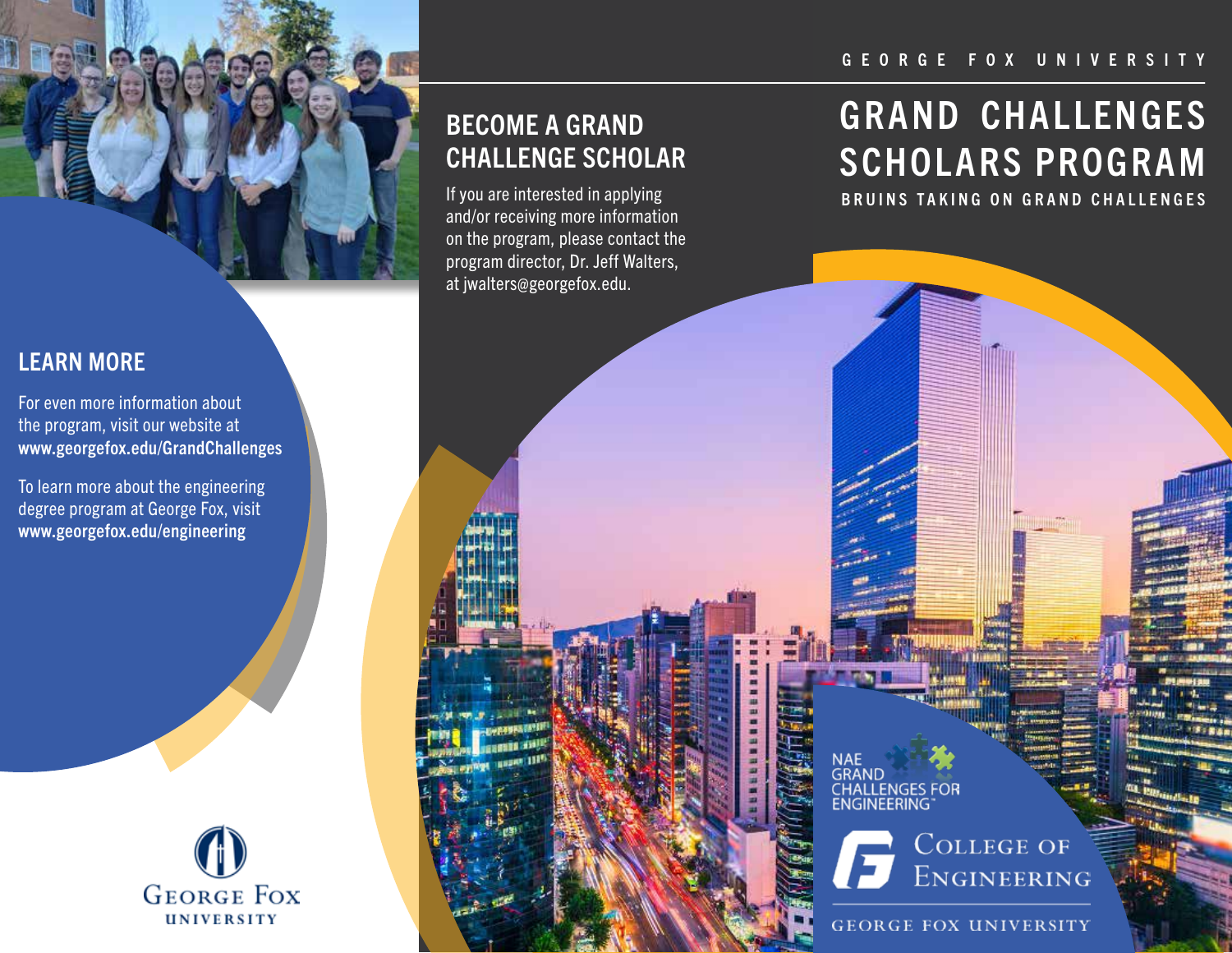## LEARN MORE

For even more information about the program, visit our website at **www.georgefox.edu/GrandChallenges**

To learn more about the engineering degree program at George Fox, visit **www.georgefox.edu/engineering**

GEORGE FOX UNIVERSITY

## BECOME A GRAND CHALLENGE SCHOLAR

If you are interested in applying and/or receiving more information on the program, please contact the program director, Dr. Jeff Walters, at jwalters@georgefox.edu.

GEORGE FOX UNIVERSITY

# GRAND CHALLENGES SCHOLARS PROGRAM

**BRUINS TAKING ON GRAND CHALLENGES**

NAE GRAND CHALLENGES FOR ENGINEERING™

COLLEGE OF ENGINEERING

GEORGE FOX UNIVERSITY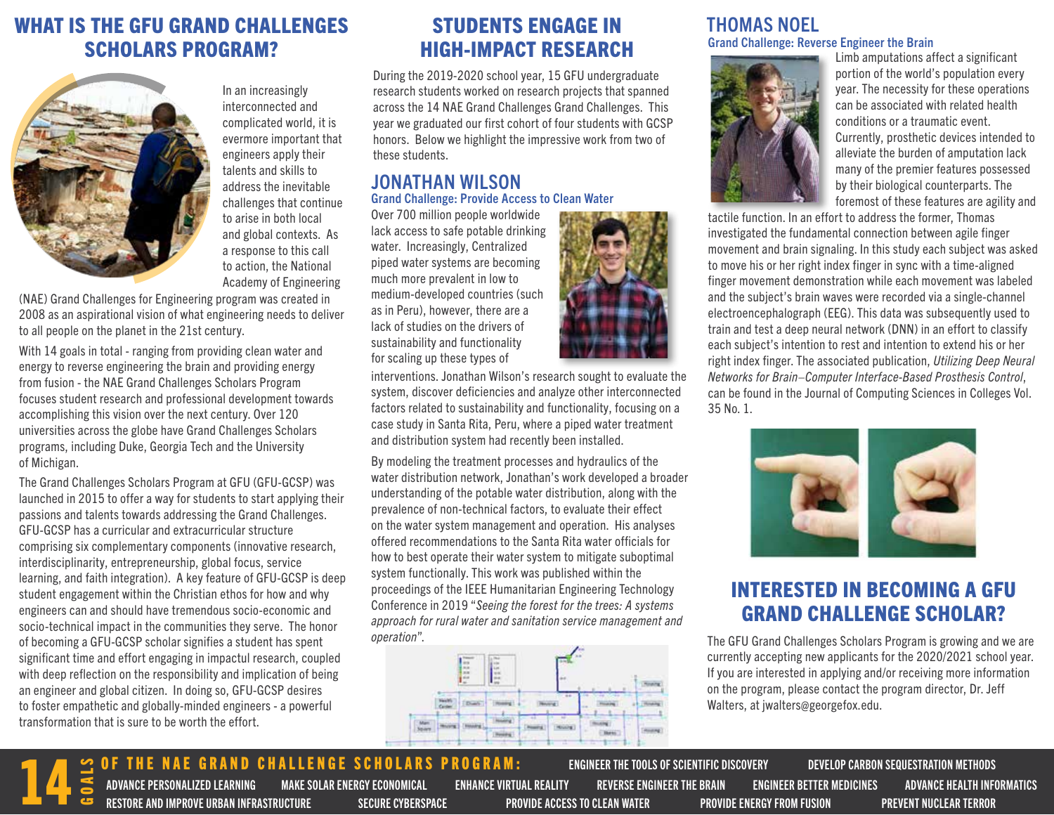## WHAT IS THE GFU GRAND CHALLENGES SCHOLARS PROGRAM?

In an increasingly interconnected and complicated world, it is evermore important that engineers apply their talents and skills to address the inevitable challenges that continue to arise in both local and global contexts. As a response to this call to action, the National Academy of Engineering (NAE) Grand Challenges for Engineering program was created in 2008 as an aspirational vision of what engineering needs to deliver to all people on the planet in the 21st century.

With 14 goals in total - ranging from providing clean water and energy to reverse engineering the brain and providing energy from fusion - the NAE Grand Challenges Scholars Program focuses student research and professional development towards accomplishing this vision over the next century. Over 120 universities across the globe have Grand Challenges Scholars programs, including Duke, Georgia Tech and the University of Michigan.

The Grand Challenges Scholars Program at GFU (GFU-GCSP) was launched in 2015 to offer a way for students to start applying their passions and talents towards addressing the Grand Challenges. GFU-GCSP has a curricular and extracurricular structure comprising six complementary components (innovative research, interdisciplinarity, entrepreneurship, global focus, service learning, and faith integration). A key feature of GFU-GCSP is deep student engagement within the Christian ethos for how and why engineers can and should have tremendous socio-economic and socio-technical impact in the communities they serve. The honor of becoming a GFU-GCSP scholar signifies a student has spent significant time and effort engaging in impactful research, coupled with deep reflection on the responsibility and implication of being an engineer and global citizen. In doing so, GFU-GCSP desires to foster empathetic and globally-minded engineers - a powerful transformation that is sure to be worth the effort.

## STUDENTS ENGAGE IN HIGH-IMPACT RESEARCH

During the 2019-2020 school year, 15 GFU undergraduate research students worked on research projects that spanned across the 14 NAE Grand Challenges Grand Challenges. This year we graduated our first cohort of four students with GCSP honors. Below we highlight the impressive work from two of these students.

### JONATHAN WILSON

**Grand Challenge: Provide Access to Clean Water**

Over 700 million people worldwide lack access to safe potable drinking water. Increasingly, Centralized piped water systems are becoming much more prevalent in low to medium-developed countries (such as in Peru), however, there are a lack of studies on the drivers of sustainability and functionality for scaling up these types of interventions. Jonathan Wilson's research sought to evaluate the system, discover deficiencies and analyze other interconnected factors related to sustainability and functionality, focusing on a case study in Santa Rita, Peru, where a piped water treatment and distribution system had recently been installed.

By modeling the treatment processes and hydraulics of the water distribution network, Jonathan's work developed a broader understanding of the potable water distribution, along with the prevalence of non-technical factors, to evaluate their effect on the water system management and operation. His analyses offered recommendations to the Santa Rita water officials for how to best operate their water system to mitigate suboptimal system functionally. This work was published within the proceedings of the IEEE Humanitarian Engineering Technology Conference in 2019 "*Seeing the forest for the trees: A systems approach for rural water and sanitation service management and operation*".

### THOMAS NOEL

**Grand Challenge: Reverse Engineer the Brain**

Limb amputations affect a significant portion of the world's population every year. The necessity for these operations can be associated with related health conditions or a traumatic event. Currently, prosthetic devices intended to alleviate the burden of amputation lack many of the premier features possessed by their biological counterparts. The foremost of these features are agility and tactile function. In an effort to address the former, Thomas investigated the fundamental connection between agile finger movement and brain signaling. In this study each subject was asked to move his or her right index finger in sync with a time-aligned finger movement demonstration while each movement was labeled and the subject's brain waves were recorded via a single-channel electroencephalograph (EEG). This data was subsequently used to train and test a deep neural network (DNN) in an effort to classify each subject's intention to rest and intention to extend his or her right index finger. The associated publication, *Utilizing Deep Neural Networks for Brain–Computer Interface-Based Prosthesis Control*, can be found in the Journal of Computing Sciences in Colleges Vol. 35 No. 1.

## INTERESTED IN BECOMING A GFU GRAND CHALLENGE SCHOLAR?

The GFU Grand Challenges Scholars Program is growing and we are currently accepting new applicants for the 2020/2021 school year. If you are interested in applying and/or receiving more information on the program, please contact the program director, Dr. Jeff Walters, at jwalters@georgefox.edu.

**14 GOALS OF THE NAE GRAND CHALLENGE SCHOLARS PROGRAM:**

ENGINEER THE TOOLS OF SCIENTIFIC DISCOVERY · DEVELOP CARBON SEQUESTRATION METHODS · ADVANCE PERSONALIZED LEARNING · MAKE SOLAR ENERGY ECONOMICAL · ENHANCE VIRTUAL REALITY · REVERSE ENGINEER THE BRAIN · ENGINEER BETTER MEDICINES · ADVANCE HEALTH INFORMATICS · RESTORE AND IMPROVE URBAN INFRASTRUCTURE · SECURE CYBERSPACE · PROVIDE ACCESS TO CLEAN WATER · PROVIDE ENERGY FROM FUSION · PREVENT NUCLEAR TERROR